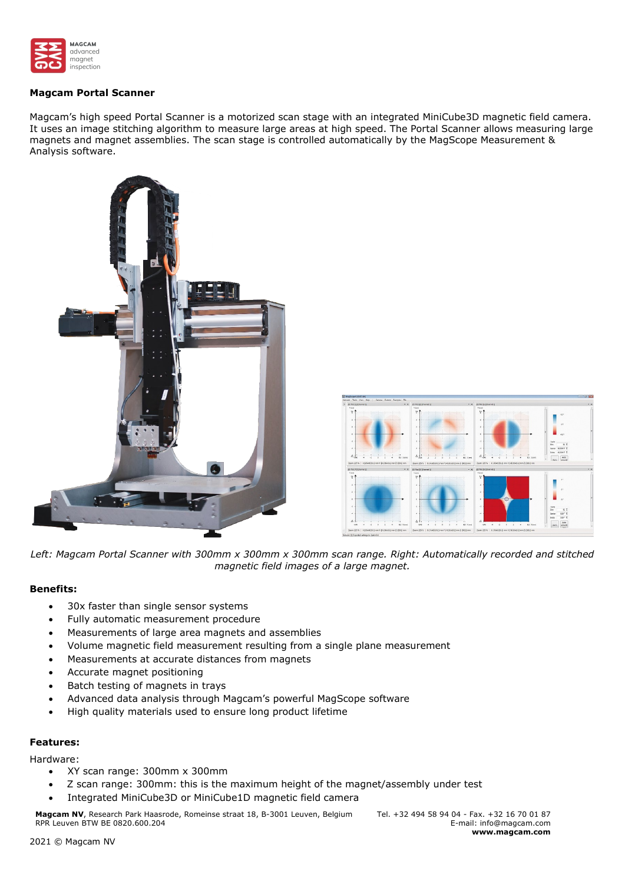**Magcam Portal Scanner**

Magcam's high speed Portal Scanner is a motorized scan stage with an integrated MiniCube3D magnetic field camera. It uses an image stitching algorithm to measure large areas at high speed. The Portal Scanner allows measuring large magnets and magnet assemblies. The scan stage is controlled automatically by the MagScope Measurement & Analysis software.

*Left: Magcam Portal Scanner with 300mm x 300mm x 300mm scan range. Right: Automatically recorded and stitched magnetic field images of a large magnet.*

**Benefits:**

- 30x faster than single sensor systems
- Fully automatic measurement procedure
- Measurements of large area magnets and assemblies
- Volume magnetic field measurement resulting from a single plane measurement
- Measurements at accurate distances from magnets
- Accurate magnet positioning
- Batch testing of magnets in trays
- Advanced data analysis through Magcam's powerful MagScope software
- High quality materials used to ensure long product lifetime

**Features:**

Hardware:

- XY scan range: 300mm x 300mm
- Z scan range: 300mm: this is the maximum height of the magnet/assembly under test
- Integrated MiniCube3D or MiniCube1D magnetic field camera

**Magcam NV**, Research Park Haasrode, Romeinse straat 18, B-3001 Leuven, Belgium
RPR Leuven BTW BE 0820.600.204

Tel. +32 494 58 94 04 - Fax. +32 16 70 01 87
E-mail: info@magcam.com
**www.magcam.com**

2021 © Magcam NV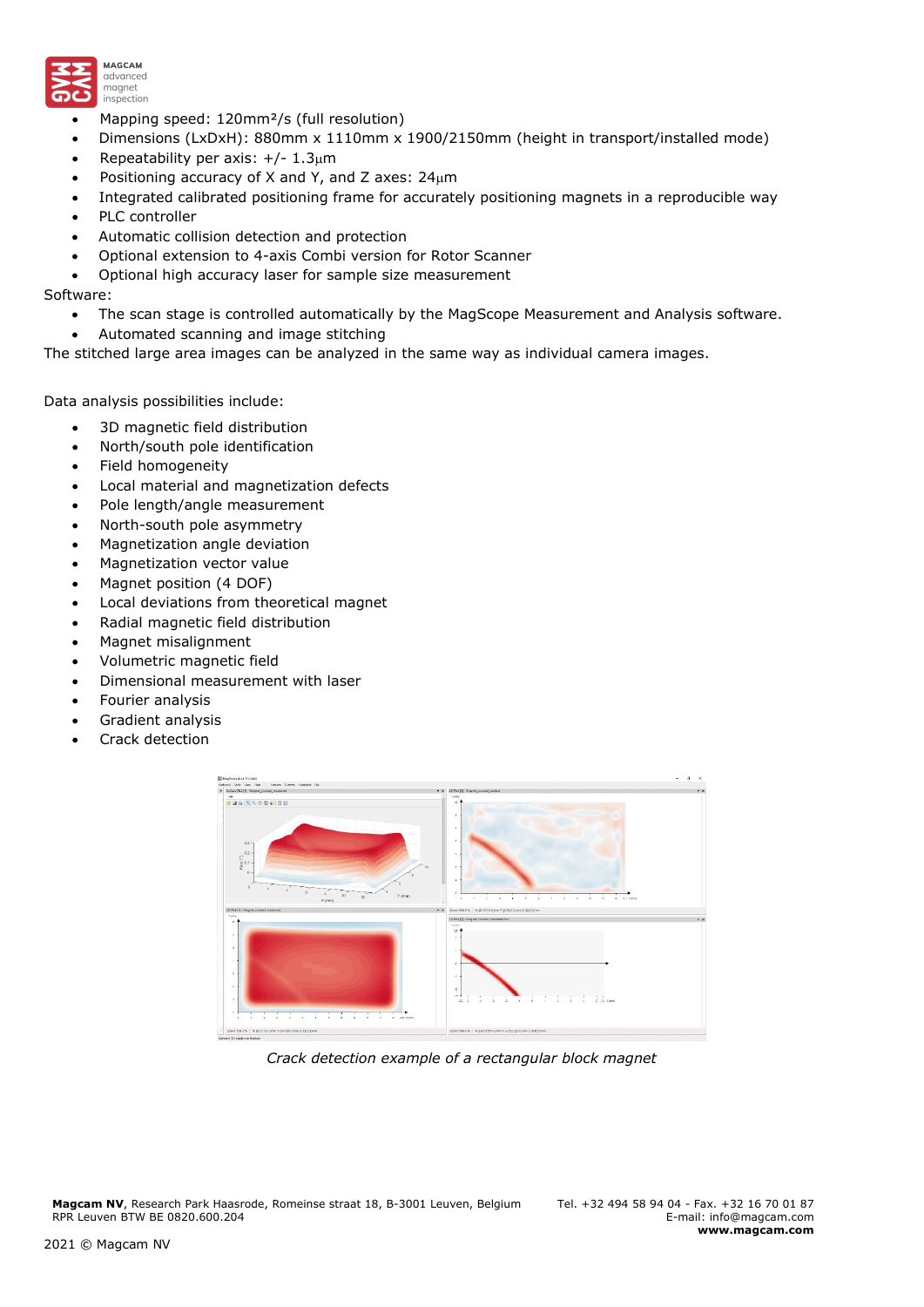- Mapping speed: 120mm²/s (full resolution)
- Dimensions (LxDxH): 880mm x 1110mm x 1900/2150mm (height in transport/installed mode)
- Repeatability per axis: +/- 1.3µm
- Positioning accuracy of X and Y, and Z axes: 24µm
- Integrated calibrated positioning frame for accurately positioning magnets in a reproducible way
- PLC controller
- Automatic collision detection and protection
- Optional extension to 4-axis Combi version for Rotor Scanner
- Optional high accuracy laser for sample size measurement

Software:

- The scan stage is controlled automatically by the MagScope Measurement and Analysis software.
- Automated scanning and image stitching

The stitched large area images can be analyzed in the same way as individual camera images.

Data analysis possibilities include:

- 3D magnetic field distribution
- North/south pole identification
- Field homogeneity
- Local material and magnetization defects
- Pole length/angle measurement
- North-south pole asymmetry
- Magnetization angle deviation
- Magnetization vector value
- Magnet position (4 DOF)
- Local deviations from theoretical magnet
- Radial magnetic field distribution
- Magnet misalignment
- Volumetric magnetic field
- Dimensional measurement with laser
- Fourier analysis
- Gradient analysis
- Crack detection

*Crack detection example of a rectangular block magnet*

**Magcam NV**, Research Park Haasrode, Romeinse straat 18, B-3001 Leuven, Belgium
RPR Leuven BTW BE 0820.600.204

Tel. +32 494 58 94 04 - Fax. +32 16 70 01 87
E-mail: info@magcam.com
**www.magcam.com**

2021 © Magcam NV